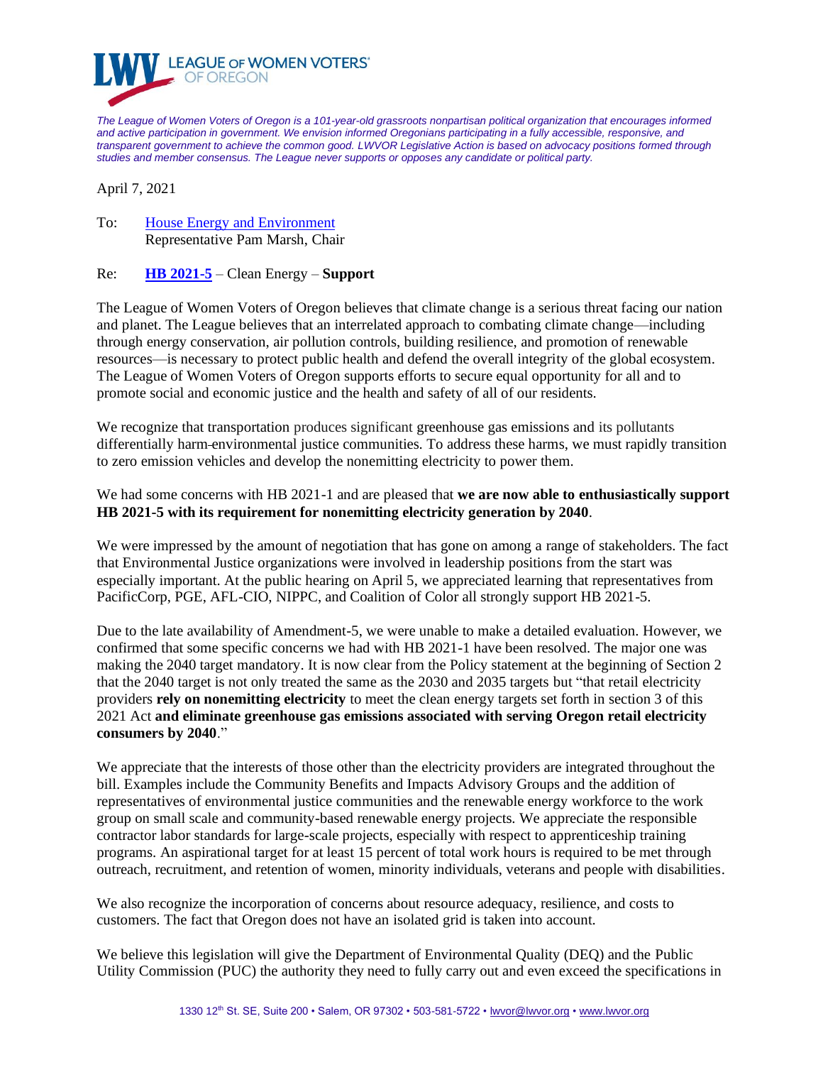LEAGUE OF WOMEN VOTERS® OF OREGON

*The League of Women Voters of Oregon is a 101-year-old grassroots nonpartisan political organization that encourages informed and active participation in government. We envision informed Oregonians participating in a fully accessible, responsive, and transparent government to achieve the common good. LWVOR Legislative Action is based on advocacy positions formed through studies and member consensus. The League never supports or opposes any candidate or political party.*

April 7, 2021

To: House Energy and Environment
Representative Pam Marsh, Chair

Re: **HB 2021-5** – Clean Energy – **Support**

The League of Women Voters of Oregon believes that climate change is a serious threat facing our nation and planet. The League believes that an interrelated approach to combating climate change—including through energy conservation, air pollution controls, building resilience, and promotion of renewable resources—is necessary to protect public health and defend the overall integrity of the global ecosystem. The League of Women Voters of Oregon supports efforts to secure equal opportunity for all and to promote social and economic justice and the health and safety of all of our residents.

We recognize that transportation produces significant greenhouse gas emissions and its pollutants differentially harm environmental justice communities. To address these harms, we must rapidly transition to zero emission vehicles and develop the nonemitting electricity to power them.

We had some concerns with HB 2021-1 and are pleased that **we are now able to enthusiastically support HB 2021-5 with its requirement for nonemitting electricity generation by 2040**.

We were impressed by the amount of negotiation that has gone on among a range of stakeholders. The fact that Environmental Justice organizations were involved in leadership positions from the start was especially important. At the public hearing on April 5, we appreciated learning that representatives from PacificCorp, PGE, AFL-CIO, NIPPC, and Coalition of Color all strongly support HB 2021-5.

Due to the late availability of Amendment-5, we were unable to make a detailed evaluation. However, we confirmed that some specific concerns we had with HB 2021-1 have been resolved. The major one was making the 2040 target mandatory. It is now clear from the Policy statement at the beginning of Section 2 that the 2040 target is not only treated the same as the 2030 and 2035 targets but "that retail electricity providers **rely on nonemitting electricity** to meet the clean energy targets set forth in section 3 of this 2021 Act **and eliminate greenhouse gas emissions associated with serving Oregon retail electricity consumers by 2040**."

We appreciate that the interests of those other than the electricity providers are integrated throughout the bill. Examples include the Community Benefits and Impacts Advisory Groups and the addition of representatives of environmental justice communities and the renewable energy workforce to the work group on small scale and community-based renewable energy projects. We appreciate the responsible contractor labor standards for large-scale projects, especially with respect to apprenticeship training programs. An aspirational target for at least 15 percent of total work hours is required to be met through outreach, recruitment, and retention of women, minority individuals, veterans and people with disabilities.

We also recognize the incorporation of concerns about resource adequacy, resilience, and costs to customers. The fact that Oregon does not have an isolated grid is taken into account.

We believe this legislation will give the Department of Environmental Quality (DEQ) and the Public Utility Commission (PUC) the authority they need to fully carry out and even exceed the specifications in

1330 12th St. SE, Suite 200 • Salem, OR 97302 • 503-581-5722 • lwvor@lwvor.org • www.lwvor.org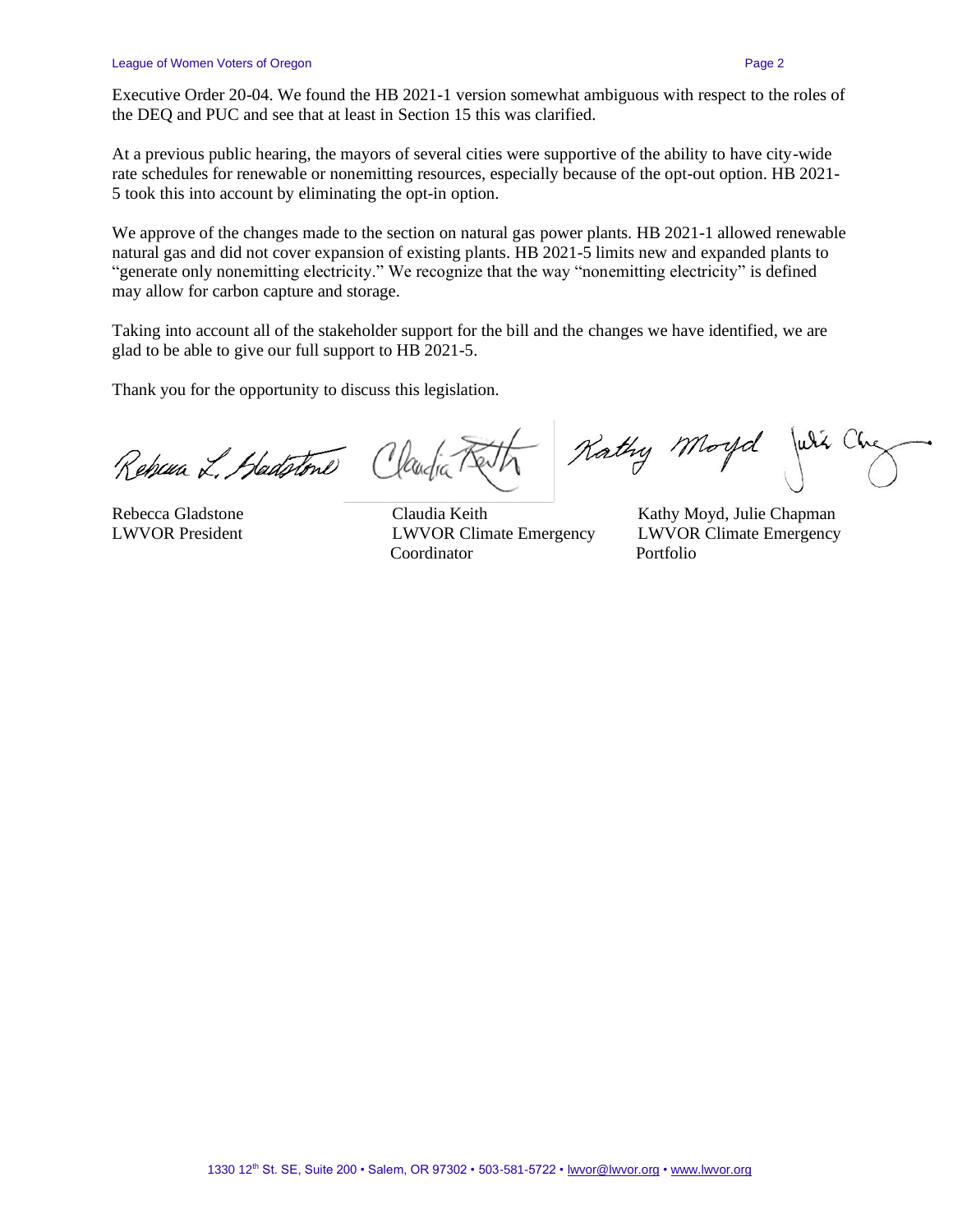Executive Order 20-04. We found the HB 2021-1 version somewhat ambiguous with respect to the roles of the DEQ and PUC and see that at least in Section 15 this was clarified.

At a previous public hearing, the mayors of several cities were supportive of the ability to have city-wide rate schedules for renewable or nonemitting resources, especially because of the opt-out option. HB 2021-5 took this into account by eliminating the opt-in option.

We approve of the changes made to the section on natural gas power plants. HB 2021-1 allowed renewable natural gas and did not cover expansion of existing plants. HB 2021-5 limits new and expanded plants to "generate only nonemitting electricity." We recognize that the way "nonemitting electricity" is defined may allow for carbon capture and storage.

Taking into account all of the stakeholder support for the bill and the changes we have identified, we are glad to be able to give our full support to HB 2021-5.

Thank you for the opportunity to discuss this legislation.

Rebecca Gladstone
LWVOR President

Claudia Keith
LWVOR Climate Emergency Coordinator

Kathy Moyd, Julie Chapman
LWVOR Climate Emergency Portfolio

1330 12th St. SE, Suite 200 • Salem, OR 97302 • 503-581-5722 • lwvor@lwvor.org • www.lwvor.org